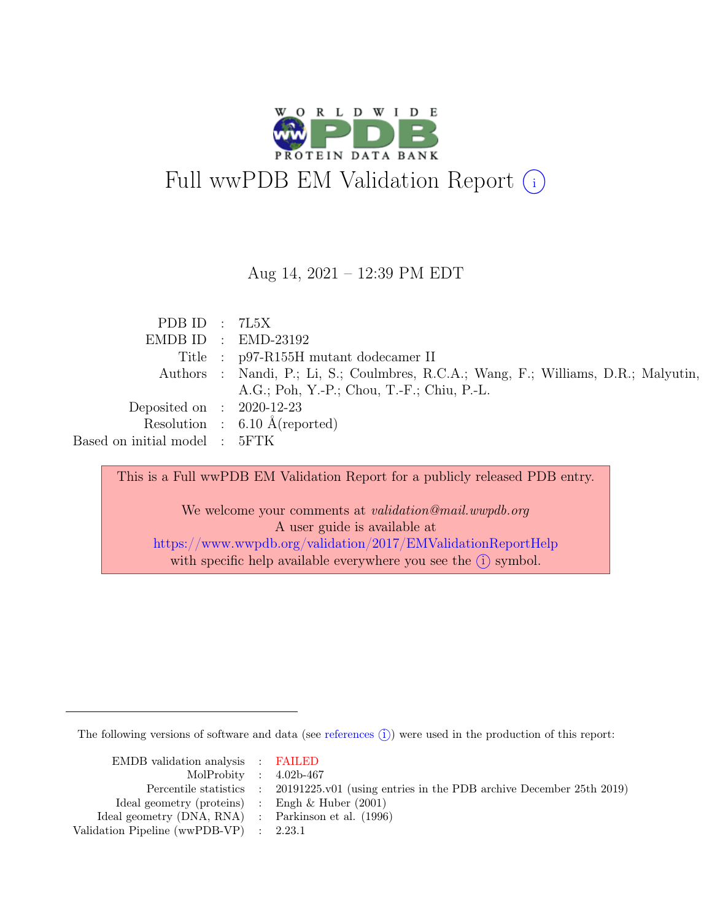# Full wwPDB EM Validation Report (i)

Aug 14, 2021 – 12:39 PM EDT

| | | |
|---|---|---|
| PDB ID | : | 7L5X |
| EMDB ID | : | EMD-23192 |
| Title | : | p97-R155H mutant dodecamer II |
| Authors | : | Nandi, P.; Li, S.; Coulmbres, R.C.A.; Wang, F.; Williams, D.R.; Malyutin, A.G.; Poh, Y.-P.; Chou, T.-F.; Chiu, P.-L. |
| Deposited on | : | 2020-12-23 |
| Resolution | : | 6.10 Å(reported) |
| Based on initial model | : | 5FTK |

This is a Full wwPDB EM Validation Report for a publicly released PDB entry.

We welcome your comments at *validation@mail.wwpdb.org*
A user guide is available at
https://www.wwpdb.org/validation/2017/EMValidationReportHelp
with specific help available everywhere you see the (i) symbol.

---

The following versions of software and data (see references (i)) were used in the production of this report:

| | | |
|---|---|---|
| EMDB validation analysis | : | FAILED |
| MolProbity | : | 4.02b-467 |
| Percentile statistics | : | 20191225.v01 (using entries in the PDB archive December 25th 2019) |
| Ideal geometry (proteins) | : | Engh & Huber (2001) |
| Ideal geometry (DNA, RNA) | : | Parkinson et al. (1996) |
| Validation Pipeline (wwPDB-VP) | : | 2.23.1 |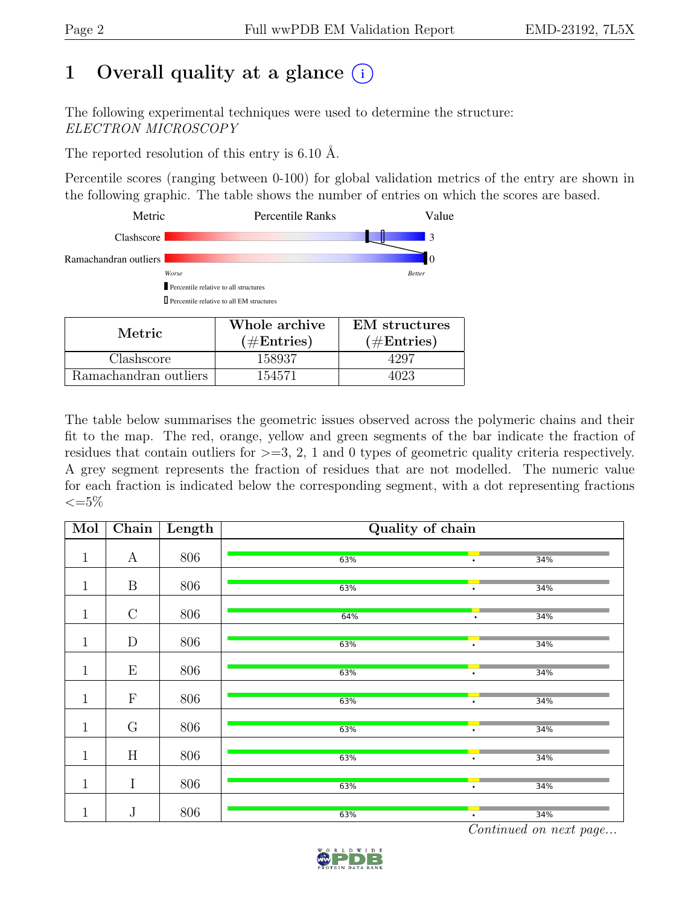# 1 Overall quality at a glance

The following experimental techniques were used to determine the structure:
*ELECTRON MICROSCOPY*

The reported resolution of this entry is 6.10 Å.

Percentile scores (ranging between 0-100) for global validation metrics of the entry are shown in the following graphic. The table shows the number of entries on which the scores are based.

| Metric | Value |
|---|---|
| Clashscore | 3 |
| Ramachandran outliers | 0 |

Worse — Better

▮ Percentile relative to all structures

▯ Percentile relative to all EM structures

| Metric | Whole archive (#Entries) | EM structures (#Entries) |
|---|---|---|
| Clashscore | 158937 | 4297 |
| Ramachandran outliers | 154571 | 4023 |

The table below summarises the geometric issues observed across the polymeric chains and their fit to the map. The red, orange, yellow and green segments of the bar indicate the fraction of residues that contain outliers for >=3, 2, 1 and 0 types of geometric quality criteria respectively. A grey segment represents the fraction of residues that are not modelled. The numeric value for each fraction is indicated below the corresponding segment, with a dot representing fractions <=5%

| Mol | Chain | Length | Quality of chain |
|---|---|---|---|
| 1 | A | 806 | 63% • 34% |
| 1 | B | 806 | 63% • 34% |
| 1 | C | 806 | 64% • 34% |
| 1 | D | 806 | 63% • 34% |
| 1 | E | 806 | 63% • 34% |
| 1 | F | 806 | 63% • 34% |
| 1 | G | 806 | 63% • 34% |
| 1 | H | 806 | 63% • 34% |
| 1 | I | 806 | 63% • 34% |
| 1 | J | 806 | 63% • 34% |

*Continued on next page...*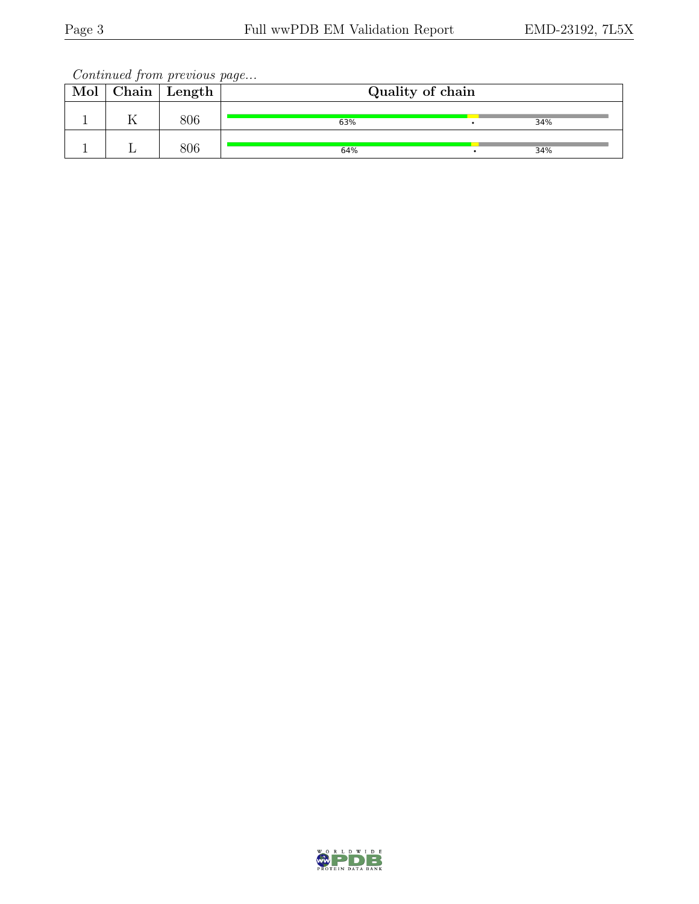*Continued from previous page...*

| Mol | Chain | Length | Quality of chain |
|---|---|---|---|
| 1 | K | 806 | 63% • 34% |
| 1 | L | 806 | 64% • 34% |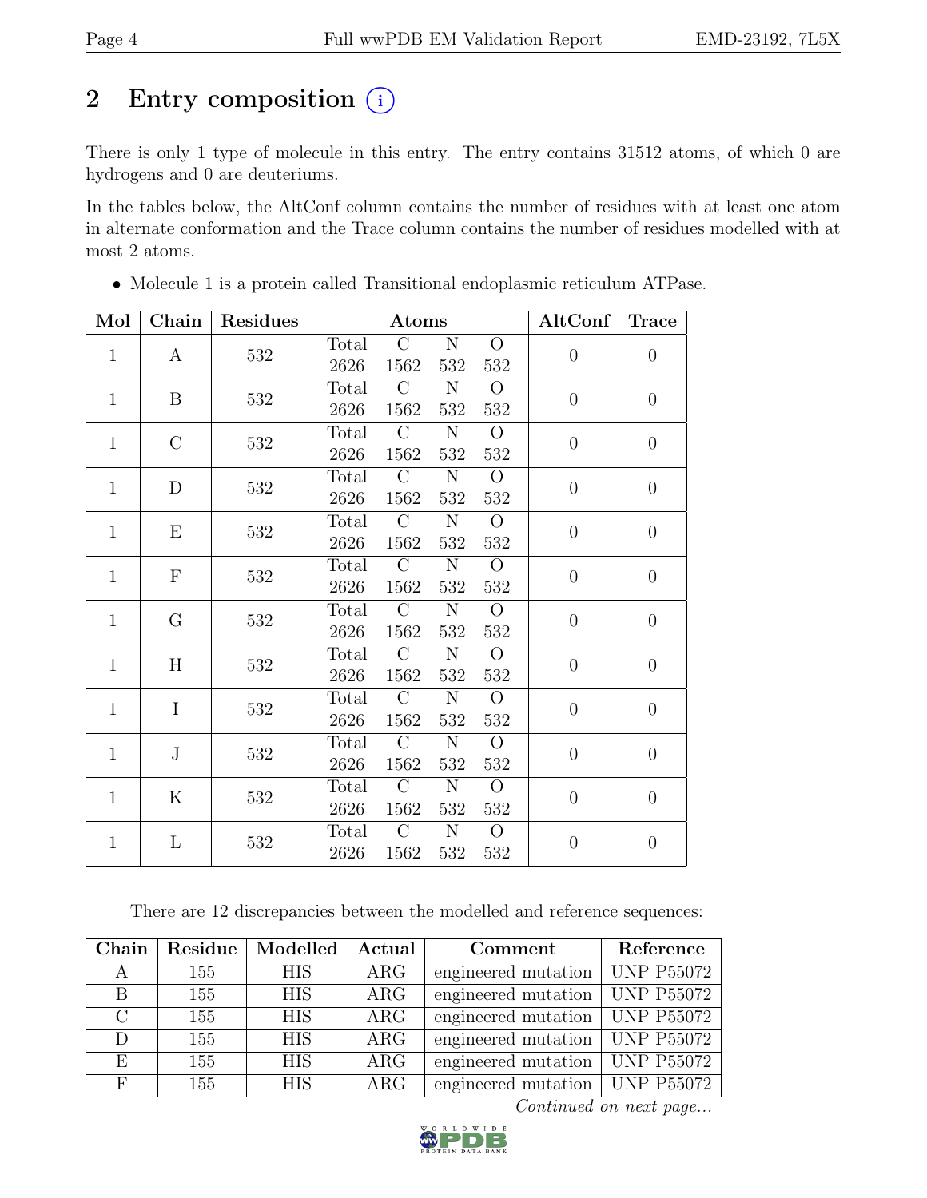# 2 Entry composition

There is only 1 type of molecule in this entry. The entry contains 31512 atoms, of which 0 are hydrogens and 0 are deuteriums.

In the tables below, the AltConf column contains the number of residues with at least one atom in alternate conformation and the Trace column contains the number of residues modelled with at most 2 atoms.

- Molecule 1 is a protein called Transitional endoplasmic reticulum ATPase.

| Mol | Chain | Residues | Atoms | | | | AltConf | Trace |
|---|---|---|---|---|---|---|---|---|
| 1 | A | 532 | Total 2626 | C 1562 | N 532 | O 532 | 0 | 0 |
| 1 | B | 532 | Total 2626 | C 1562 | N 532 | O 532 | 0 | 0 |
| 1 | C | 532 | Total 2626 | C 1562 | N 532 | O 532 | 0 | 0 |
| 1 | D | 532 | Total 2626 | C 1562 | N 532 | O 532 | 0 | 0 |
| 1 | E | 532 | Total 2626 | C 1562 | N 532 | O 532 | 0 | 0 |
| 1 | F | 532 | Total 2626 | C 1562 | N 532 | O 532 | 0 | 0 |
| 1 | G | 532 | Total 2626 | C 1562 | N 532 | O 532 | 0 | 0 |
| 1 | H | 532 | Total 2626 | C 1562 | N 532 | O 532 | 0 | 0 |
| 1 | I | 532 | Total 2626 | C 1562 | N 532 | O 532 | 0 | 0 |
| 1 | J | 532 | Total 2626 | C 1562 | N 532 | O 532 | 0 | 0 |
| 1 | K | 532 | Total 2626 | C 1562 | N 532 | O 532 | 0 | 0 |
| 1 | L | 532 | Total 2626 | C 1562 | N 532 | O 532 | 0 | 0 |

There are 12 discrepancies between the modelled and reference sequences:

| Chain | Residue | Modelled | Actual | Comment | Reference |
|---|---|---|---|---|---|
| A | 155 | HIS | ARG | engineered mutation | UNP P55072 |
| B | 155 | HIS | ARG | engineered mutation | UNP P55072 |
| C | 155 | HIS | ARG | engineered mutation | UNP P55072 |
| D | 155 | HIS | ARG | engineered mutation | UNP P55072 |
| E | 155 | HIS | ARG | engineered mutation | UNP P55072 |
| F | 155 | HIS | ARG | engineered mutation | UNP P55072 |

*Continued on next page...*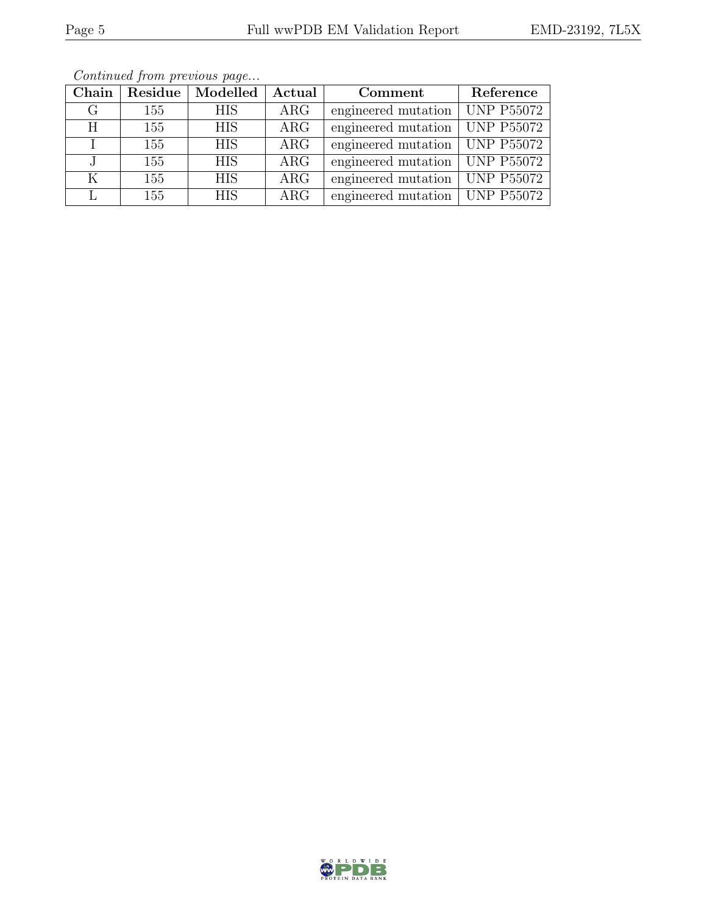*Continued from previous page...*

| Chain | Residue | Modelled | Actual | Comment | Reference |
|---|---|---|---|---|---|
| G | 155 | HIS | ARG | engineered mutation | UNP P55072 |
| H | 155 | HIS | ARG | engineered mutation | UNP P55072 |
| I | 155 | HIS | ARG | engineered mutation | UNP P55072 |
| J | 155 | HIS | ARG | engineered mutation | UNP P55072 |
| K | 155 | HIS | ARG | engineered mutation | UNP P55072 |
| L | 155 | HIS | ARG | engineered mutation | UNP P55072 |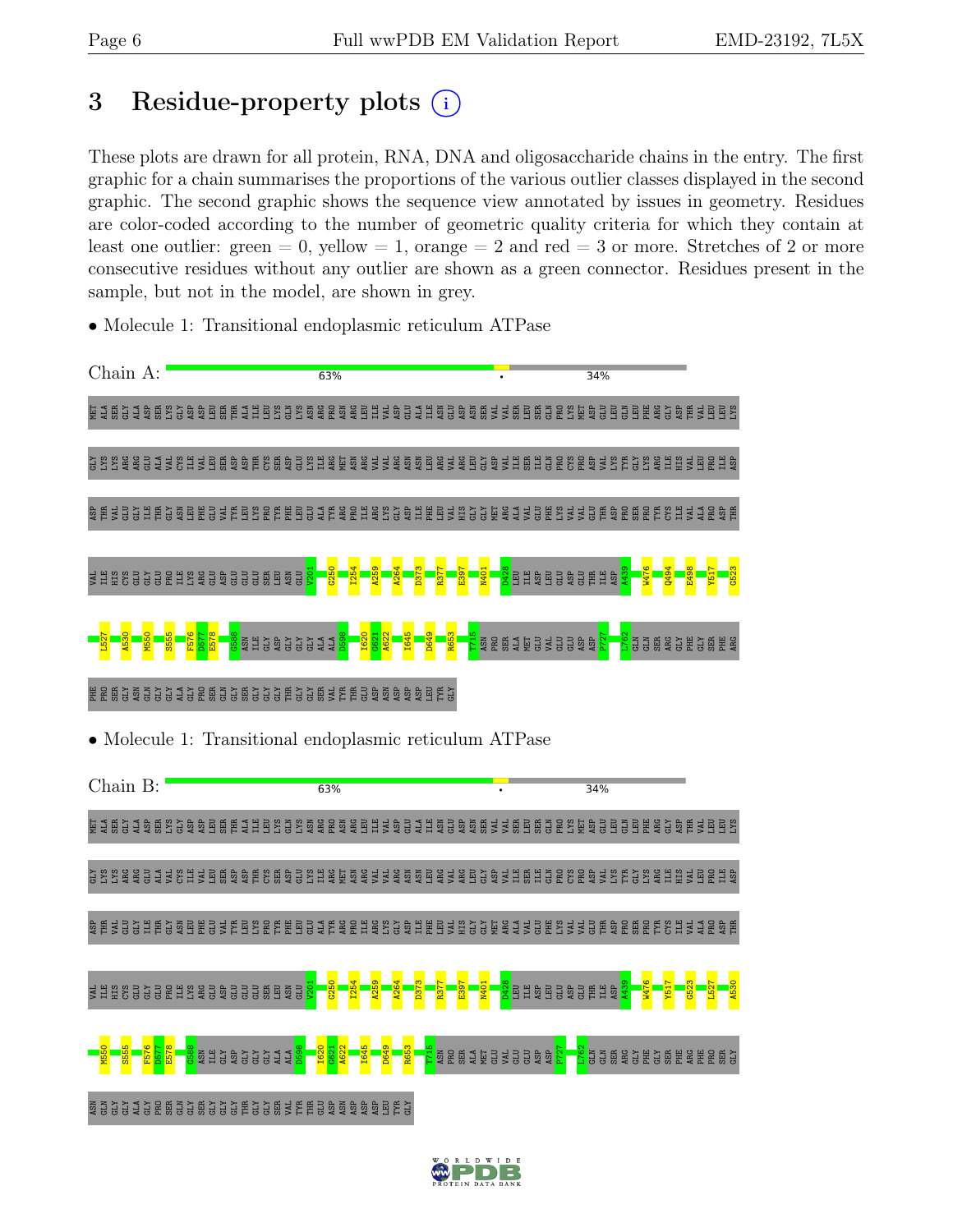# 3 Residue-property plots

These plots are drawn for all protein, RNA, DNA and oligosaccharide chains in the entry. The first graphic for a chain summarises the proportions of the various outlier classes displayed in the second graphic. The second graphic shows the sequence view annotated by issues in geometry. Residues are color-coded according to the number of geometric quality criteria for which they contain at least one outlier: green = 0, yellow = 1, orange = 2 and red = 3 or more. Stretches of 2 or more consecutive residues without any outlier are shown as a green connector. Residues present in the sample, but not in the model, are shown in grey.

- Molecule 1: Transitional endoplasmic reticulum ATPase

Chain A: 63% • 34%

MET ALA SER GLY ALA ASP SER LYS GLY ASP ASP LEU SER THR ALA ILE LEU LYS GLN LYS ASN ARG PRO ASN ARG LEU ILE VAL ASP GLU ALA ILE ASN GLU ASP ASN SER VAL VAL SER LEU SER GLN PRO LYS MET ASP GLU LEU GLN LEU PHE ARG GLY ASP THR VAL LEU LEU LYS GLY LYS LYS ARG ARG GLU ALA VAL CYS ILE VAL LEU SER ASP ASP THR CYS SER ASP GLU LYS ILE ARG MET ASN ARG VAL VAL ARG ASN ASN LEU ARG VAL ARG LEU GLY ASP VAL ILE SER ILE GLN PRO CYS PRO ASP VAL LYS TYR GLY LYS ARG ILE HIS VAL LEU PRO ILE ASP ASP THR VAL GLU GLY ILE THR GLY ASN LEU PHE GLU VAL TYR LEU LYS PRO TYR PHE LEU GLU ALA TYR ARG PRO ILE ARG LYS GLY ASP ILE PHE LEU VAL HIS GLY GLY MET ARG ALA VAL GLU PHE LYS VAL VAL GLU THR ASP PRO SER PRO TYR CYS ILE VAL ALA PRO ASP THR VAL ILE HIS CYS GLU GLY GLU PRO ILE LYS ARG GLU ASP GLU GLU GLU SER LEU ASN GLU V201 G250 I254 A259 A264 D373 R377 E397 N401 D428 LEU ILE ASP LEU GLU ASP GLU THR ILE ASP A439 W476 Q494 E498 Y517 G523 L527 A530 M550 S555 F576 D577 E578 G588 ASN ILE GLY ASP GLY GLY GLY ALA ALA D598 I620 G621 A622 I645 D649 R653 T715 ASN PRO SER ALA MET GLU VAL GLU GLU ASP ASP P727 L762 GLN GLN SER ARG GLY PHE GLY SER PHE ARG PHE PRO SER GLY ASN GLN GLY GLY ALA GLY PRO SER GLN GLY SER GLY GLY GLY THR GLY GLY SER VAL TYR THR GLU ASP ASN ASP ASP ASP LEU TYR GLY

- Molecule 1: Transitional endoplasmic reticulum ATPase

Chain B: 63% • 34%

MET ALA SER GLY ALA ASP SER LYS GLY ASP ASP LEU SER THR ALA ILE LEU LYS GLN LYS ASN ARG PRO ASN ARG LEU ILE VAL ASP GLU ALA ILE ASN GLU ASP ASN SER VAL VAL SER LEU SER GLN PRO LYS MET ASP GLU LEU GLN LEU PHE ARG GLY ASP THR VAL LEU LEU LYS GLY LYS LYS ARG ARG GLU ALA VAL CYS ILE VAL LEU SER ASP ASP THR CYS SER ASP GLU LYS ILE ARG MET ASN ARG VAL VAL ARG ASN ASN LEU ARG VAL ARG LEU GLY ASP VAL ILE SER ILE GLN PRO CYS PRO ASP VAL LYS TYR GLY LYS ARG ILE HIS VAL LEU PRO ILE ASP ASP THR VAL GLU GLY ILE THR GLY ASN LEU PHE GLU VAL TYR LEU LYS PRO TYR PHE LEU GLU ALA TYR ARG PRO ILE ARG LYS GLY ASP ILE PHE LEU VAL HIS GLY GLY MET ARG ALA VAL GLU PHE LYS VAL VAL GLU THR ASP PRO SER PRO TYR CYS ILE VAL ALA PRO ASP THR VAL ILE HIS CYS GLU GLY GLU PRO ILE LYS ARG GLU ASP GLU GLU GLU SER LEU ASN GLU V201 G250 I254 A259 A264 D373 R377 E397 N401 D428 LEU ILE ASP LEU GLU ASP GLU THR ILE ASP A439 W476 Y517 G523 L527 A530 M550 S555 F576 D577 E578 G588 ASN ILE GLY ASP GLY GLY GLY ALA ALA D598 I620 G621 A622 I645 D649 R653 T715 ASN PRO SER ALA MET GLU VAL GLU GLU ASP ASP P727 L762 GLN GLN SER ARG GLY PHE GLY SER PHE ARG PHE PRO SER GLY ASN GLN GLY GLY ALA GLY PRO SER GLN GLY SER GLY GLY GLY THR GLY GLY SER VAL TYR THR GLU ASP ASN ASP ASP ASP LEU TYR GLY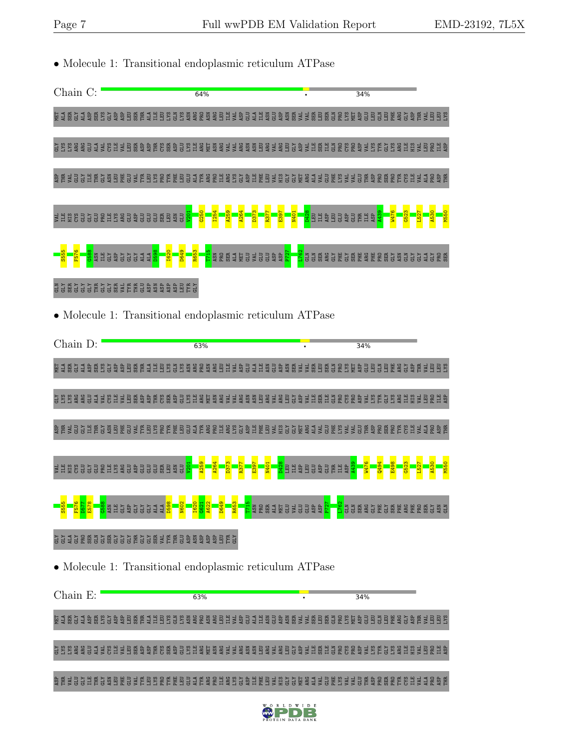• Molecule 1: Transitional endoplasmic reticulum ATPase

Chain C: 64% • 34%

MET ALA SER GLY ALA ASP SER LYS GLY ASP ASP LEU SER THR ALA ILE LEU LYS GLN LYS ASN ARG PRO ASN ARG LEU ILE VAL ASP GLU ALA ILE ASN GLU ASP ASN SER VAL VAL SER LEU SER GLN PRO LYS MET ASP GLU LEU GLN LEU PHE ARG GLY ASP THR VAL LEU LEU LYS

GLY LYS LYS ARG ARG GLU ALA VAL CYS ILE VAL LEU SER ASP ASP THR CYS SER ASP GLU LYS ILE ARG MET ASN ARG VAL VAL ARG ASN ASN LEU ARG VAL ARG LEU GLY ASP VAL ILE SER ILE GLN PRO CYS PRO ASP VAL LYS TYR GLY LYS ARG ILE HIS VAL LEU PRO ILE ASP

ASP THR VAL GLU GLY ILE THR GLY ASN LEU PHE GLU VAL TYR LEU LYS PRO TYR PHE LEU GLU ALA TYR ARG PRO ILE ARG LYS GLY ASP ILE PHE LEU VAL HIS GLY GLY MET ARG ALA VAL GLU PHE LYS VAL VAL GLU THR ASP PRO SER PRO TYR CYS ILE VAL ALA PRO ASP THR

VAL ILE HIS CYS GLU GLY GLU PRO ILE LYS ARG GLU ASP GLU GLU GLU SER LEU ASN GLU V201 G250 I254 A259 A264 D373 R377 E397 N401 D428 LEU ILE ASP LEU GLU ASP GLU THR ILE ASP A439 W476 G523 L527 A530 M550

S555 F576 G588 ASN ILE GLY ASP GLY GLY GLY ALA ALA D598 I620 D649 R653 T715 ASN PRO SER ALA MET GLU VAL GLU GLU ASP ASP P727 L762 GLN GLN SER ARG GLY PHE GLY SER PHE ARG PHE PRO SER GLY ASN GLN GLY GLY ALA GLY PRO SER

GLN GLY SER GLY GLY GLY THR GLY GLY SER VAL TYR THR GLU ASP ASN ASP ASP ASP LEU TYR GLY

• Molecule 1: Transitional endoplasmic reticulum ATPase

Chain D: 63% • 34%

MET ALA SER GLY ALA ASP SER LYS GLY ASP ASP LEU SER THR ALA ILE LEU LYS GLN LYS ASN ARG PRO ASN ARG LEU ILE VAL ASP GLU ALA ILE ASN GLU ASP ASN SER VAL VAL SER LEU SER GLN PRO LYS MET ASP GLU LEU GLN LEU PHE ARG GLY ASP THR VAL LEU LEU LYS

GLY LYS LYS ARG ARG GLU ALA VAL CYS ILE VAL LEU SER ASP ASP THR CYS SER ASP GLU LYS ILE ARG MET ASN ARG VAL VAL ARG ASN ASN LEU ARG VAL ARG LEU GLY ASP VAL ILE SER ILE GLN PRO CYS PRO ASP VAL LYS TYR GLY LYS ARG ILE HIS VAL LEU PRO ILE ASP

ASP THR VAL GLU GLY ILE THR GLY ASN LEU PHE GLU VAL TYR LEU LYS PRO TYR PHE LEU GLU ALA TYR ARG PRO ILE ARG LYS GLY ASP ILE PHE LEU VAL HIS GLY GLY MET ARG ALA VAL GLU PHE LYS VAL VAL GLU THR ASP PRO SER PRO TYR CYS ILE VAL ALA PRO ASP THR

VAL ILE HIS CYS GLU GLY GLU PRO ILE LYS ARG GLU ASP GLU GLU GLU SER LEU ASN GLU V201 A259 A264 D373 R377 E397 N401 D428 LEU ILE ASP LEU GLU ASP GLU THR ILE ASP A439 W476 Q494 E498 G523 L527 A530 M550

S555 F576 D577 E578 G588 ASN ILE GLY ASP GLY GLY GLY ALA ALA D598 N602 I620 G621 A622 D649 R653 T715 ASN PRO SER ALA MET GLU VAL GLU GLU ASP ASP P727 L762 GLN GLN SER ARG GLY PHE GLY SER PHE ARG PHE PRO SER GLY ASN GLN

GLY GLY ALA GLY PRO SER GLN GLY SER GLY GLY GLY THR GLY GLY SER VAL TYR THR GLU ASP ASN ASP ASP ASP LEU TYR GLY

• Molecule 1: Transitional endoplasmic reticulum ATPase

Chain E: 63% • 34%

MET ALA SER GLY ALA ASP SER LYS GLY ASP ASP LEU SER THR ALA ILE LEU LYS GLN LYS ASN ARG PRO ASN ARG LEU ILE VAL ASP GLU ALA ILE ASN GLU ASP ASN SER VAL VAL SER LEU SER GLN PRO LYS MET ASP GLU LEU GLN LEU PHE ARG GLY ASP THR VAL LEU LEU LYS

GLY LYS LYS ARG ARG GLU ALA VAL CYS ILE VAL LEU SER ASP ASP THR CYS SER ASP GLU LYS ILE ARG MET ASN ARG VAL VAL ARG ASN ASN LEU ARG VAL ARG LEU GLY ASP VAL ILE SER ILE GLN PRO CYS PRO ASP VAL LYS TYR GLY LYS ARG ILE HIS VAL LEU PRO ILE ASP

ASP THR VAL GLU GLY ILE THR GLY ASN LEU PHE GLU VAL TYR LEU LYS PRO TYR PHE LEU GLU ALA TYR ARG PRO ILE ARG LYS GLY ASP ILE PHE LEU VAL HIS GLY GLY MET ARG ALA VAL GLU PHE LYS VAL VAL GLU THR ASP PRO SER PRO TYR CYS ILE VAL ALA PRO ASP THR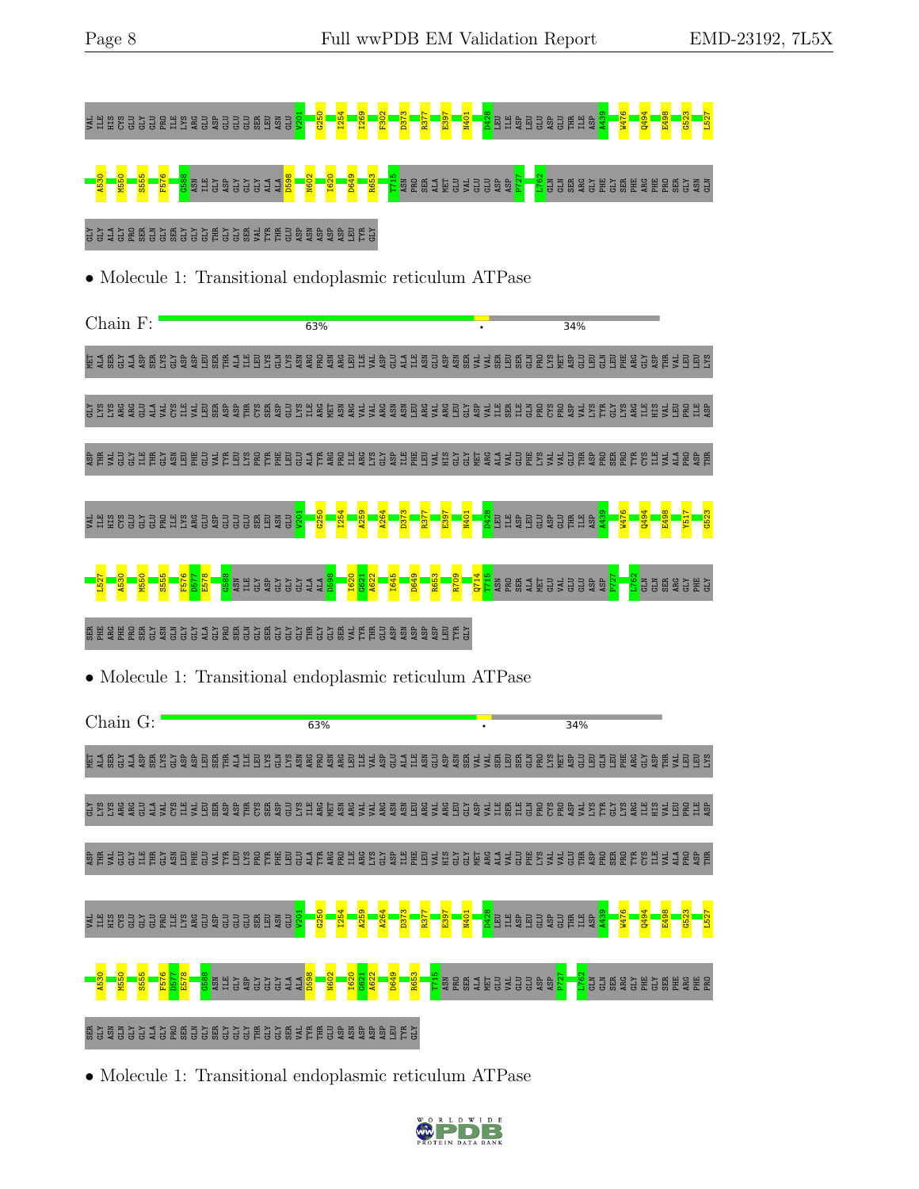VAL ILE HIS CYS GLU GLY GLU PRO ILE LYS ARG GLU ASP GLU GLU GLU SER LEU ASN GLU V201 G250 I254 I269 F302 D373 R377 E397 N401 D428 LEU ILE ASP LEU GLU ASP GLU THR ILE ASP A439 W476 Q494 E498 G523 L527

A530 M550 S555 F576 G588 ASN ILE GLY ASP GLY GLY GLY ALA ALA D598 N602 I620 D649 R653 T715 ASN PRO SER ALA MET GLU VAL GLU GLU ASP ASP P727 L762 GLN GLN SER ARG GLY PHE GLY SER PHE ARG PHE PRO SER GLY ASN GLN

GLY GLY ALA GLY PRO SER GLN GLY SER GLY GLY GLY THR GLY GLY SER VAL TYR THR GLU ASP ASN ASP ASP ASP LEU TYR GLY

• Molecule 1: Transitional endoplasmic reticulum ATPase

Chain F: 63% • 34%

MET ALA SER GLY ALA ASP SER LYS GLY ASP ASP LEU SER THR ALA ILE LEU LYS GLN LYS ASN ARG PRO ASN ARG LEU ILE VAL ASP GLU ALA ILE ASN GLU ASP ASN SER VAL VAL SER LEU SER GLN PRO LYS MET ASP GLU LEU GLN LEU PHE ARG GLY ASP THR VAL LEU LEU LYS

GLY LYS LYS ARG ARG GLU ALA VAL CYS ILE VAL LEU SER ASP ASP THR CYS SER ASP GLU LYS ILE ARG MET ASN ARG VAL VAL ARG ASN ASN LEU ARG VAL ARG LEU GLY ASP VAL ILE SER ILE GLN PRO CYS PRO ASP VAL LYS TYR GLY LYS ARG ILE HIS VAL LEU PRO ILE ASP

ASP THR VAL GLU GLY ILE THR GLY ASN LEU PHE GLU VAL TYR LEU LYS PRO TYR PHE LEU GLU ALA TYR ARG PRO ILE ARG LYS GLY ASP ILE PHE LEU VAL HIS GLY GLY MET ARG ALA VAL GLU PHE LYS VAL VAL GLU THR ASP PRO SER PRO TYR CYS ILE VAL ALA PRO ASP THR

VAL ILE HIS CYS GLU GLY GLU PRO ILE LYS ARG GLU ASP GLU GLU GLU SER LEU ASN GLU V201 G250 I254 A259 A264 D373 R377 E397 N401 D428 LEU ILE ASP LEU GLU ASP GLU THR ILE ASP A439 W476 Q494 E498 Y517 G523

L527 A530 M550 S555 F576 D577 E578 G588 ASN ILE GLY ASP GLY GLY GLY ALA ALA D598 I620 G621 A622 I645 D649 R653 R709 Q714 T715 ASN PRO SER ALA MET GLU VAL GLU GLU ASP ASP P727 L762 GLN GLN SER ARG GLY PHE GLY

SER PHE ARG PHE PRO SER GLY ASN GLN GLY GLY ALA GLY PRO SER GLN GLY SER GLY GLY GLY THR GLY GLY SER VAL TYR THR GLU ASP ASN ASP ASP ASP LEU TYR GLY

• Molecule 1: Transitional endoplasmic reticulum ATPase

Chain G: 63% • 34%

MET ALA SER GLY ALA ASP SER LYS GLY ASP ASP LEU SER THR ALA ILE LEU LYS GLN LYS ASN ARG PRO ASN ARG LEU ILE VAL ASP GLU ALA ILE ASN GLU ASP ASN SER VAL VAL SER LEU SER GLN PRO LYS MET ASP GLU LEU GLN LEU PHE ARG GLY ASP THR VAL LEU LEU LYS

GLY LYS LYS ARG ARG GLU ALA VAL CYS ILE VAL LEU SER ASP ASP THR CYS SER ASP GLU LYS ILE ARG MET ASN ARG VAL VAL ARG ASN ASN LEU ARG VAL ARG LEU GLY ASP VAL ILE SER ILE GLN PRO CYS PRO ASP VAL LYS TYR GLY LYS ARG ILE HIS VAL LEU PRO ILE ASP

ASP THR VAL GLU GLY ILE THR GLY ASN LEU PHE GLU VAL TYR LEU LYS PRO TYR PHE LEU GLU ALA TYR ARG PRO ILE ARG LYS GLY ASP ILE PHE LEU VAL HIS GLY GLY MET ARG ALA VAL GLU PHE LYS VAL VAL GLU THR ASP PRO SER PRO TYR CYS ILE VAL ALA PRO ASP THR

VAL ILE HIS CYS GLU GLY GLU PRO ILE LYS ARG GLU ASP GLU GLU GLU SER LEU ASN GLU V201 G250 I254 A259 A264 D373 R377 E397 N401 D428 LEU ILE ASP LEU GLU ASP GLU THR ILE ASP A439 W476 Q494 E498 G523 L527

A530 M550 S555 F576 D577 E578 G588 ASN ILE GLY ASP GLY GLY GLY ALA ALA D598 N602 I620 G621 A622 D649 R653 T715 ASN PRO SER ALA MET GLU VAL GLU GLU ASP ASP P727 L762 GLN GLN SER ARG GLY PHE GLY SER PHE ARG PHE PRO

SER GLY ASN GLN GLY GLY ALA GLY PRO SER GLN GLY SER GLY GLY GLY THR GLY GLY SER VAL TYR THR GLU ASP ASN ASP ASP ASP LEU TYR GLY

• Molecule 1: Transitional endoplasmic reticulum ATPase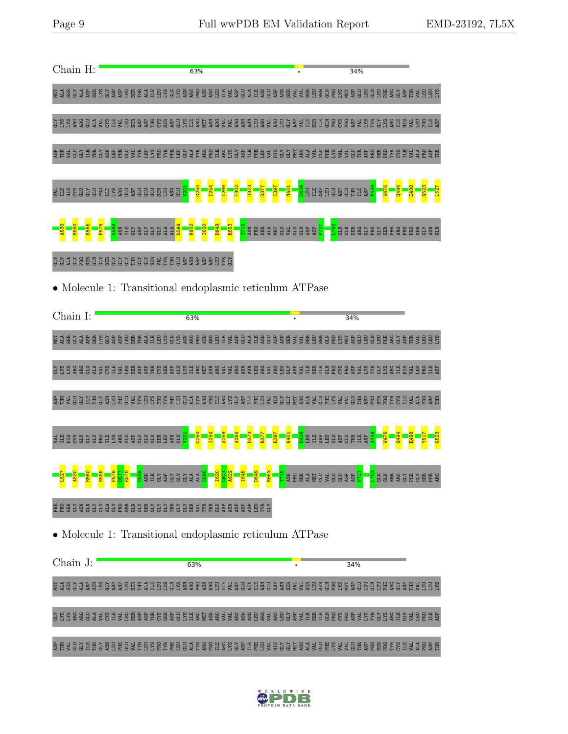Chain H: 63% • 34%

MET ALA SER GLY ALA ASP SER LYS GLY ASP ASP LEU SER THR ALA ILE LEU LYS GLN LYS ASN ARG PRO ASN ARG LEU ILE VAL ASP GLU ALA ILE ASN GLU ASP ASN SER VAL VAL SER LEU SER GLN PRO LYS MET ASP GLU LEU GLN LEU PHE ARG GLY ASP THR VAL LEU LEU LYS GLY LYS LYS ARG GLU ALA VAL CYS ILE VAL LEU SER ASP THR CYS SER ASP GLU LYS ILE ARG MET ASN ARG VAL VAL ARG ASN ASN LEU ARG VAL ARG LEU GLY ASP VAL ILE SER ILE GLN PRO CYS PRO ASP VAL LYS TYR GLY LYS ARG ILE HIS VAL LEU PRO ILE ASP ASP THR VAL GLU GLY ILE THR GLY ASN LEU PHE GLU VAL TYR LEU LYS PRO TYR PHE LEU GLU ALA TYR ARG PRO ILE ARG LYS GLY ASP ILE PHE LEU VAL HIS GLY GLY MET ARG ALA VAL GLU PHE LYS VAL VAL GLU THR ASP PRO SER PRO TYR CYS ILE VAL ALA PRO ASP THR VAL ILE HIS CYS GLU GLY GLU PRO ILE LYS ARG GLU ASP GLU GLU GLU SER LEU ASN GLU V201 G250 I254 I269 F302 D373 R377 E397 H401 D428 LEU ILE ASP LEU GLU ASP GLU THR ILE ASP A439 W476 Q494 E498 G523 L527 A530 M550 S555 F576 G588 ASN ILE GLY ASP GLY GLY ALA ALA D598 N602 I620 D649 R653 T715 ASN PRO SER ALA MET GLU VAL GLU GLU ASP ASP P727 L762 GLN GLN SER ARG GLY PHE GLY SER PHE ARG PHE PRO SER GLY ASN GLN GLY GLY ALA GLY PRO SER GLN GLY SER GLY GLY GLY THR GLY GLY SER VAL TYR THR GLU ASP ASN ASP ASP ASP LEU TYR GLY

• Molecule 1: Transitional endoplasmic reticulum ATPase

Chain I: 63% • 34%

MET ALA SER GLY ALA ASP SER LYS GLY ASP ASP LEU SER THR ALA ILE LEU LYS GLN LYS ASN ARG PRO ASN ARG LEU ILE VAL ASP GLU ALA ILE ASN GLU ASP ASN SER VAL VAL SER LEU SER GLN PRO LYS MET ASP GLU LEU GLN LEU PHE ARG GLY ASP THR VAL LEU LEU LYS GLY LYS LYS ARG GLU ALA VAL CYS ILE VAL LEU SER ASP THR CYS SER ASP GLU LYS ILE ARG MET ASN ARG VAL VAL ARG ASN ASN LEU ARG VAL ARG LEU GLY ASP VAL ILE SER ILE GLN PRO CYS PRO ASP VAL LYS TYR GLY LYS ARG ILE HIS VAL LEU PRO ILE ASP ASP THR VAL GLU GLY ILE THR GLY ASN LEU PHE GLU VAL TYR LEU LYS PRO TYR PHE LEU GLU ALA TYR ARG PRO ILE ARG LYS GLY ASP ILE PHE LEU VAL HIS GLY GLY MET ARG ALA VAL GLU PHE LYS VAL VAL GLU THR ASP PRO SER PRO TYR CYS ILE VAL ALA PRO ASP THR VAL ILE HIS CYS GLU GLY GLU PRO ILE LYS ARG GLU ASP GLU GLU GLU SER LEU ASN GLU V201 G250 I254 A259 A264 D373 R377 E397 H401 D428 LEU ILE ASP LEU GLU ASP GLU THR ILE ASP A439 W476 Q494 E498 Y517 G523 L527 A530 M550 S555 F576 D577 E578 G588 ASN ILE GLY ASP GLY GLY ALA ALA D598 I620 G621 A622 I645 D649 R653 T715 ASN PRO SER ALA MET GLU VAL GLU GLU ASP ASP P727 L762 GLN GLN SER ARG GLY PHE GLY SER PHE ARG PHE PRO SER GLY ASN GLN GLY GLY ALA GLY PRO SER GLN GLY SER GLY GLY GLY THR GLY GLY SER VAL TYR THR GLU ASP ASN ASP ASP ASP LEU TYR GLY

• Molecule 1: Transitional endoplasmic reticulum ATPase

Chain J: 63% • 34%

MET ALA SER GLY ALA ASP SER LYS GLY ASP ASP LEU SER THR ALA ILE LEU LYS GLN LYS ASN ARG PRO ASN ARG LEU ILE VAL ASP GLU ALA ILE ASN GLU ASP ASN SER VAL VAL SER LEU SER GLN PRO LYS MET ASP GLU LEU GLN LEU PHE ARG GLY ASP THR VAL LEU LEU LYS GLY LYS LYS ARG GLU ALA VAL CYS ILE VAL LEU SER ASP THR CYS SER ASP GLU LYS ILE ARG MET ASN ARG VAL VAL ARG ASN ASN LEU ARG VAL ARG LEU GLY ASP VAL ILE SER ILE GLN PRO CYS PRO ASP VAL LYS TYR GLY LYS ARG ILE HIS VAL LEU PRO ILE ASP ASP THR VAL GLU GLY ILE THR GLY ASN LEU PHE GLU VAL TYR LEU LYS PRO TYR PHE LEU GLU ALA TYR ARG PRO ILE ARG LYS GLY ASP ILE PHE LEU VAL HIS GLY GLY MET ARG ALA VAL GLU PHE LYS VAL VAL GLU THR ASP PRO SER PRO TYR CYS ILE VAL ALA PRO ASP THR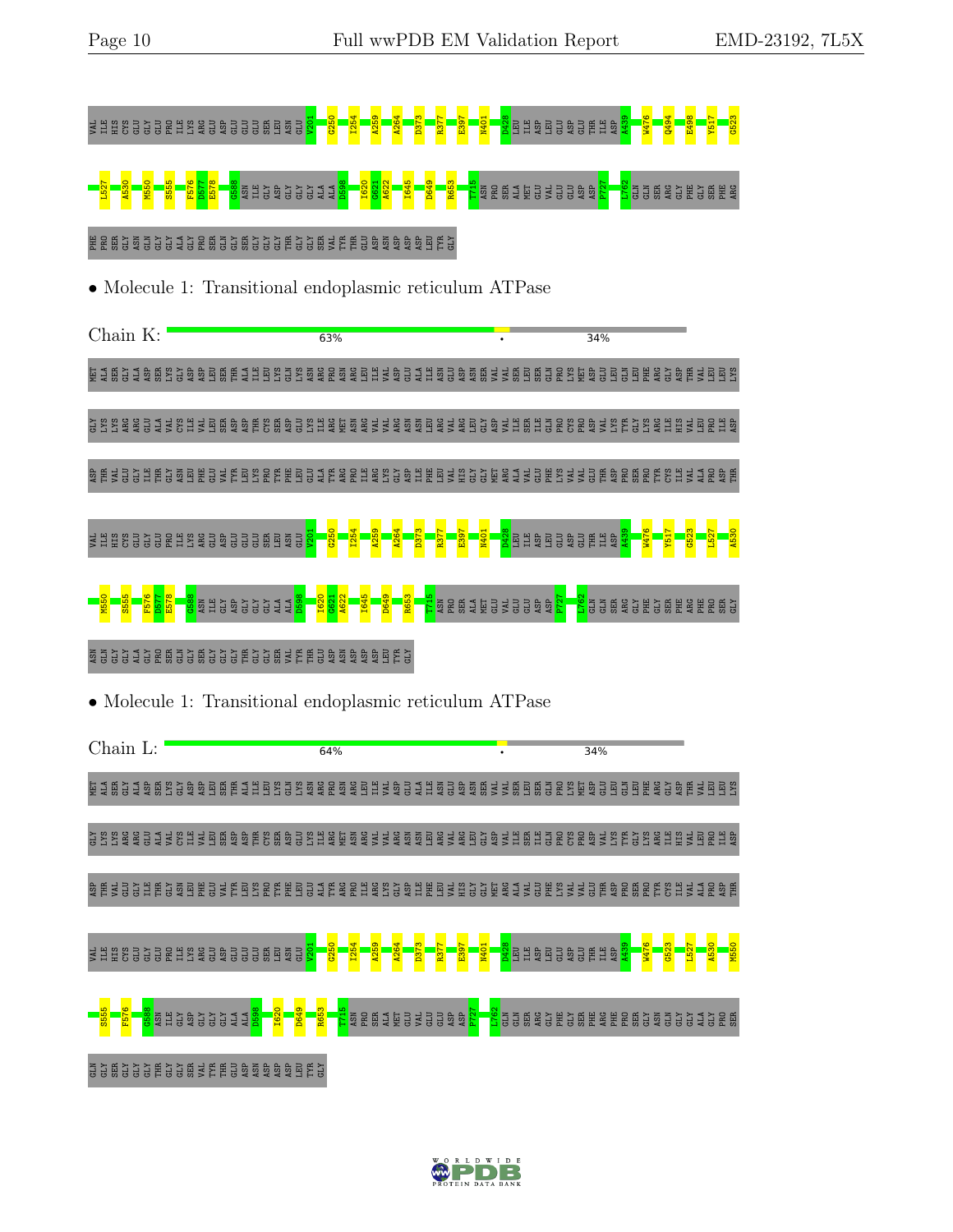VAL ILE HIS CYS GLU GLY GLU PRO ILE LYS ARG GLU ASP GLU GLU GLU SER LEU ASN GLU V201 G250 I254 A259 A264 D373 R377 E397 N401 D428 LEU ILE ASP LEU GLU ASP GLU THR ILE ASP A439 W476 Q494 E498 Y517 G523

L527 A530 M550 S555 F576 D577 E578 G588 ASN ILE GLY ASP GLY GLY ALA ALA D598 I620 G621 A622 I645 D649 R653 T715 ASN PRO SER ALA MET GLU VAL GLU GLU ASP ASP P727 L762 GLN GLN SER ARG GLY PHE GLY SER PHE ARG

PHE PRO SER GLY ASN GLN GLY GLY ALA GLY PRO SER GLN GLY SER GLY GLY GLY THR GLY GLY SER VAL TYR THR GLU ASP ASN ASP ASP ASP LEU TYR GLY

• Molecule 1: Transitional endoplasmic reticulum ATPase

Chain K: 63% • 34%

MET ALA SER GLY ALA ASP SER LYS GLY ASP ASP LEU SER THR ALA ILE LEU LYS GLN LYS ASN ARG PRO ASN ARG LEU ILE VAL ASP GLU ALA ILE ASN GLU ASP ASN SER VAL VAL SER LEU SER GLN PRO LYS MET ASP GLU LEU GLN LEU PHE ARG GLY ASP THR VAL LEU LEU LYS

GLY LYS LYS ARG ARG GLU ALA VAL CYS ILE VAL LEU SER ASP ASP THR CYS SER ASP GLU LYS ILE ARG MET ASN ARG VAL VAL ARG ASN ASN LEU ARG VAL ARG LEU GLY ASP VAL ILE SER ILE GLN PRO CYS PRO ASP VAL LYS TYR GLY LYS ARG ILE HIS VAL LEU PRO ILE ASP

ASP THR VAL GLU GLY ILE THR GLY ASN LEU PHE GLU VAL TYR LEU LYS PRO TYR PHE LEU GLU ALA TYR ARG PRO ILE ARG LYS GLY ASP ILE PHE LEU VAL HIS GLY GLY MET ARG ALA VAL GLU PHE LYS VAL VAL GLU THR ASP PRO SER PRO TYR CYS ILE VAL ALA PRO ASP THR

VAL ILE HIS CYS GLU GLY GLU PRO ILE LYS ARG GLU ASP GLU GLU GLU SER LEU ASN GLU V201 G250 I254 A259 A264 D373 R377 E397 N401 D428 LEU ILE ASP LEU GLU ASP GLU THR ILE ASP A439 W476 Y517 G523 L527 A530

M550 S555 F576 D577 E578 G588 ASN ILE GLY ASP GLY GLY ALA ALA D598 I620 G621 A622 I645 D649 R653 T715 ASN PRO SER ALA MET GLU VAL GLU GLU ASP ASP P727 L762 GLN GLN SER ARG GLY PHE GLY SER PHE ARG PHE PRO SER GLY

ASN GLN GLY GLY ALA GLY PRO SER GLN GLY SER GLY GLY GLY THR GLY GLY SER VAL TYR THR GLU ASP ASN ASP ASP ASP LEU TYR GLY

• Molecule 1: Transitional endoplasmic reticulum ATPase

Chain L: 64% • 34%

MET ALA SER GLY ALA ASP SER LYS GLY ASP ASP LEU SER THR ALA ILE LEU LYS GLN LYS ASN ARG PRO ASN ARG LEU ILE VAL ASP GLU ALA ILE ASN GLU ASP ASN SER VAL VAL SER LEU SER GLN PRO LYS MET ASP GLU LEU GLN LEU PHE ARG GLY ASP THR VAL LEU LEU LYS

GLY LYS LYS ARG ARG GLU ALA VAL CYS ILE VAL LEU SER ASP ASP THR CYS SER ASP GLU LYS ILE ARG MET ASN ARG VAL VAL ARG ASN ASN LEU ARG VAL ARG LEU GLY ASP VAL ILE SER ILE GLN PRO CYS PRO ASP VAL LYS TYR GLY LYS ARG ILE HIS VAL LEU PRO ILE ASP

ASP THR VAL GLU GLY ILE THR GLY ASN LEU PHE GLU VAL TYR LEU LYS PRO TYR PHE LEU GLU ALA TYR ARG PRO ILE ARG LYS GLY ASP ILE PHE LEU VAL HIS GLY GLY MET ARG ALA VAL GLU PHE LYS VAL VAL GLU THR ASP PRO SER PRO TYR CYS ILE VAL ALA PRO ASP THR

VAL ILE HIS CYS GLU GLY GLU PRO ILE LYS ARG GLU ASP GLU GLU GLU SER LEU ASN GLU V201 G250 I254 A259 A264 D373 R377 E397 N401 D428 LEU ILE ASP LEU GLU ASP GLU THR ILE ASP A439 W476 G523 L527 A530 M550

S555 F576 G588 ASN ILE GLY ASP GLY GLY ALA ALA D598 I620 D649 R653 T715 ASN PRO SER ALA MET GLU VAL GLU GLU ASP ASP P727 L762 GLN GLN SER ARG GLY PHE GLY SER PHE ARG PHE PRO SER GLY ASN GLN GLY GLY ALA GLY PRO SER

GLN GLY SER GLY GLY GLY THR GLY GLY SER VAL TYR THR GLU ASP ASN ASP ASP ASP LEU TYR GLY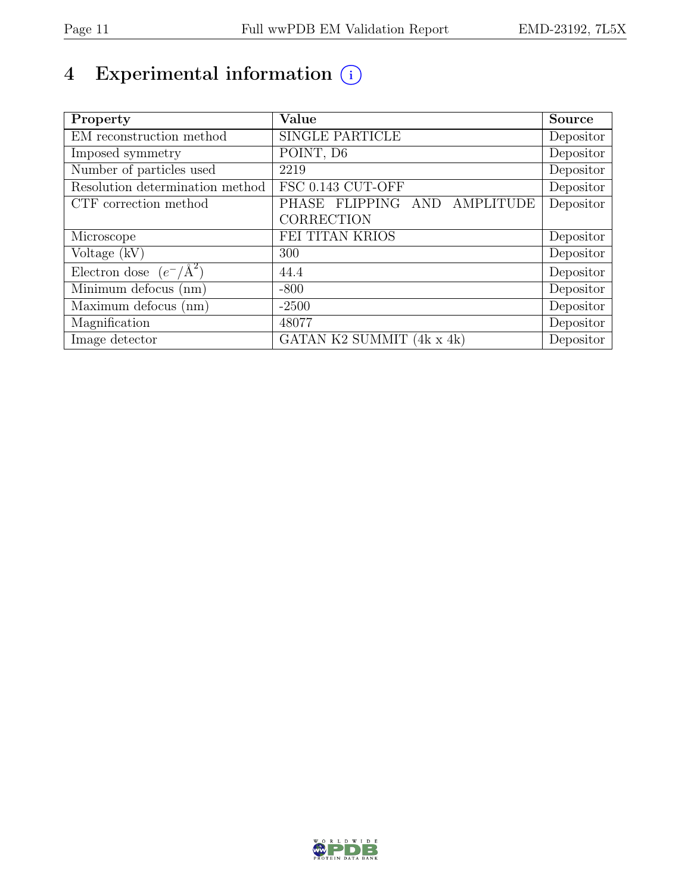# 4 Experimental information

| Property | Value | Source |
|---|---|---|
| EM reconstruction method | SINGLE PARTICLE | Depositor |
| Imposed symmetry | POINT, D6 | Depositor |
| Number of particles used | 2219 | Depositor |
| Resolution determination method | FSC 0.143 CUT-OFF | Depositor |
| CTF correction method | PHASE FLIPPING AND AMPLITUDE CORRECTION | Depositor |
| Microscope | FEI TITAN KRIOS | Depositor |
| Voltage (kV) | 300 | Depositor |
| Electron dose $(e^{-}/\text{Å}^{2})$ | 44.4 | Depositor |
| Minimum defocus (nm) | -800 | Depositor |
| Maximum defocus (nm) | -2500 | Depositor |
| Magnification | 48077 | Depositor |
| Image detector | GATAN K2 SUMMIT (4k x 4k) | Depositor |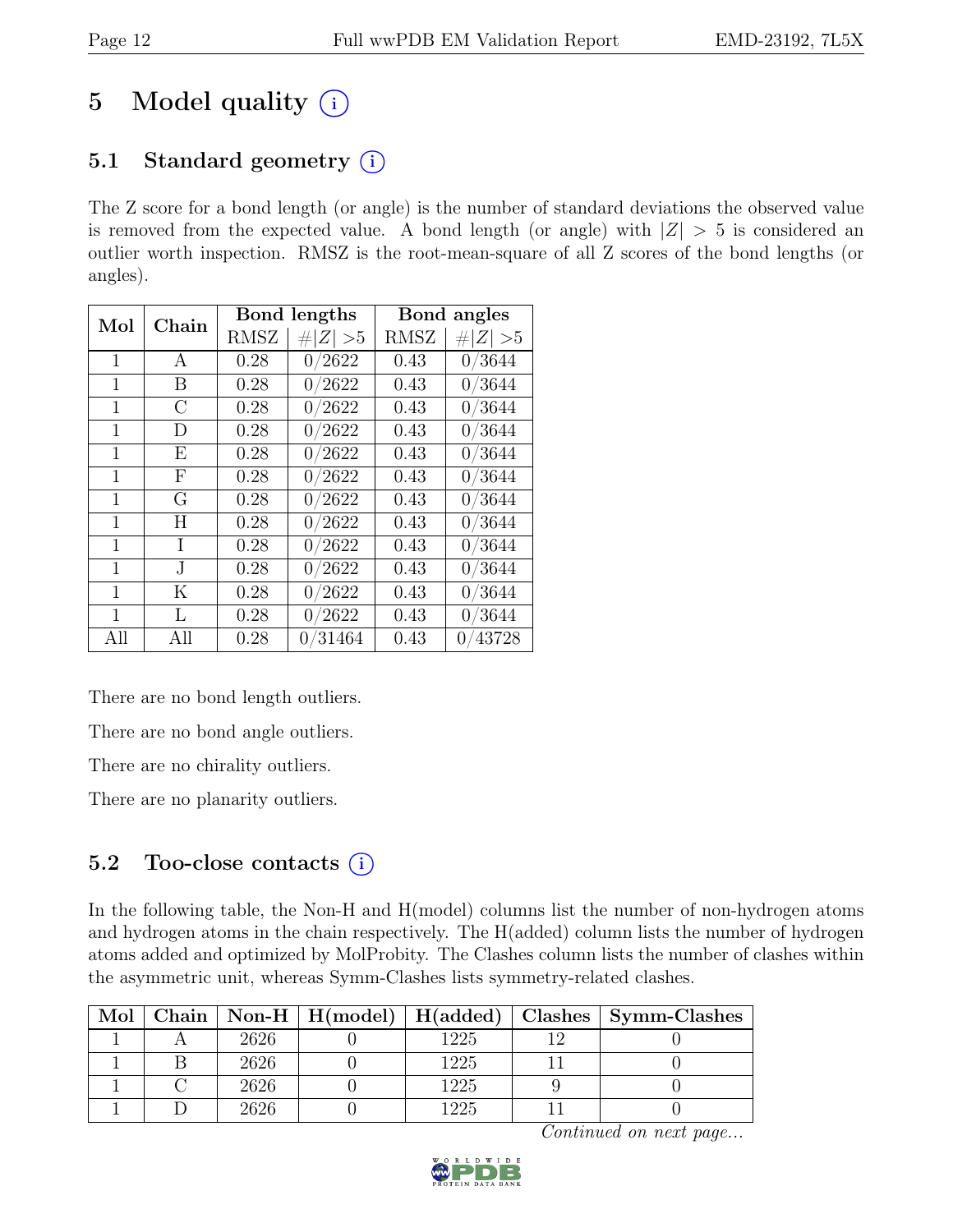# 5 Model quality (i)

## 5.1 Standard geometry (i)

The Z score for a bond length (or angle) is the number of standard deviations the observed value is removed from the expected value. A bond length (or angle) with $|Z| > 5$ is considered an outlier worth inspection. RMSZ is the root-mean-square of all Z scores of the bond lengths (or angles).

| Mol | Chain | Bond lengths | | Bond angles | |
|---|---|---|---|---|---|
| | | RMSZ | $\#\|Z\| > 5$ | RMSZ | $\#\|Z\| > 5$ |
| 1 | A | 0.28 | 0/2622 | 0.43 | 0/3644 |
| 1 | B | 0.28 | 0/2622 | 0.43 | 0/3644 |
| 1 | C | 0.28 | 0/2622 | 0.43 | 0/3644 |
| 1 | D | 0.28 | 0/2622 | 0.43 | 0/3644 |
| 1 | E | 0.28 | 0/2622 | 0.43 | 0/3644 |
| 1 | F | 0.28 | 0/2622 | 0.43 | 0/3644 |
| 1 | G | 0.28 | 0/2622 | 0.43 | 0/3644 |
| 1 | H | 0.28 | 0/2622 | 0.43 | 0/3644 |
| 1 | I | 0.28 | 0/2622 | 0.43 | 0/3644 |
| 1 | J | 0.28 | 0/2622 | 0.43 | 0/3644 |
| 1 | K | 0.28 | 0/2622 | 0.43 | 0/3644 |
| 1 | L | 0.28 | 0/2622 | 0.43 | 0/3644 |
| All | All | 0.28 | 0/31464 | 0.43 | 0/43728 |

There are no bond length outliers.

There are no bond angle outliers.

There are no chirality outliers.

There are no planarity outliers.

## 5.2 Too-close contacts (i)

In the following table, the Non-H and H(model) columns list the number of non-hydrogen atoms and hydrogen atoms in the chain respectively. The H(added) column lists the number of hydrogen atoms added and optimized by MolProbity. The Clashes column lists the number of clashes within the asymmetric unit, whereas Symm-Clashes lists symmetry-related clashes.

| Mol | Chain | Non-H | H(model) | H(added) | Clashes | Symm-Clashes |
|---|---|---|---|---|---|---|
| 1 | A | 2626 | 0 | 1225 | 12 | 0 |
| 1 | B | 2626 | 0 | 1225 | 11 | 0 |
| 1 | C | 2626 | 0 | 1225 | 9 | 0 |
| 1 | D | 2626 | 0 | 1225 | 11 | 0 |

*Continued on next page...*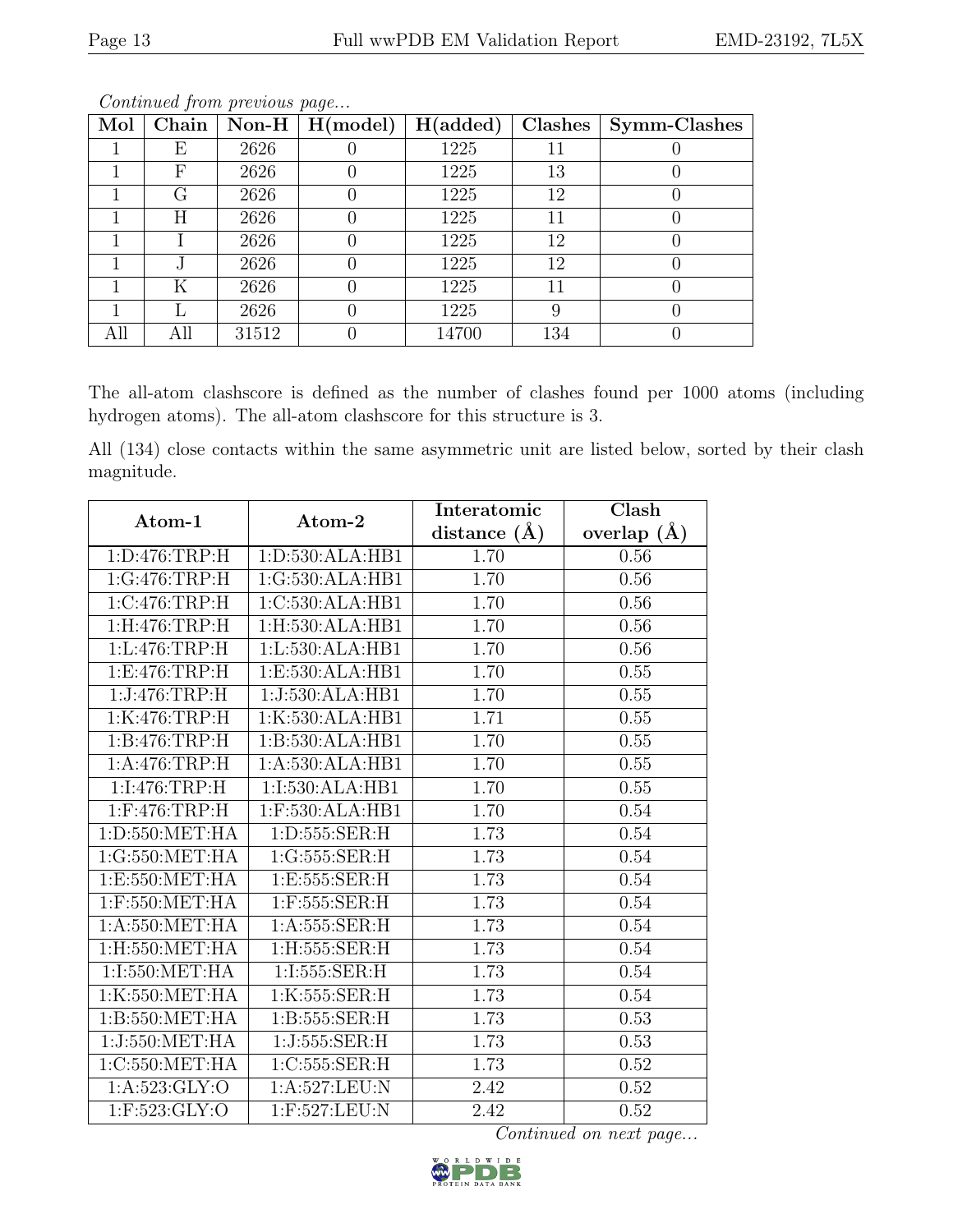*Continued from previous page...*

| Mol | Chain | Non-H | H(model) | H(added) | Clashes | Symm-Clashes |
|---|---|---|---|---|---|---|
| 1 | E | 2626 | 0 | 1225 | 11 | 0 |
| 1 | F | 2626 | 0 | 1225 | 13 | 0 |
| 1 | G | 2626 | 0 | 1225 | 12 | 0 |
| 1 | H | 2626 | 0 | 1225 | 11 | 0 |
| 1 | I | 2626 | 0 | 1225 | 12 | 0 |
| 1 | J | 2626 | 0 | 1225 | 12 | 0 |
| 1 | K | 2626 | 0 | 1225 | 11 | 0 |
| 1 | L | 2626 | 0 | 1225 | 9 | 0 |
| All | All | 31512 | 0 | 14700 | 134 | 0 |

The all-atom clashscore is defined as the number of clashes found per 1000 atoms (including hydrogen atoms). The all-atom clashscore for this structure is 3.

All (134) close contacts within the same asymmetric unit are listed below, sorted by their clash magnitude.

| Atom-1 | Atom-2 | Interatomic distance (Å) | Clash overlap (Å) |
|---|---|---|---|
| 1:D:476:TRP:H | 1:D:530:ALA:HB1 | 1.70 | 0.56 |
| 1:G:476:TRP:H | 1:G:530:ALA:HB1 | 1.70 | 0.56 |
| 1:C:476:TRP:H | 1:C:530:ALA:HB1 | 1.70 | 0.56 |
| 1:H:476:TRP:H | 1:H:530:ALA:HB1 | 1.70 | 0.56 |
| 1:L:476:TRP:H | 1:L:530:ALA:HB1 | 1.70 | 0.56 |
| 1:E:476:TRP:H | 1:E:530:ALA:HB1 | 1.70 | 0.55 |
| 1:J:476:TRP:H | 1:J:530:ALA:HB1 | 1.70 | 0.55 |
| 1:K:476:TRP:H | 1:K:530:ALA:HB1 | 1.71 | 0.55 |
| 1:B:476:TRP:H | 1:B:530:ALA:HB1 | 1.70 | 0.55 |
| 1:A:476:TRP:H | 1:A:530:ALA:HB1 | 1.70 | 0.55 |
| 1:I:476:TRP:H | 1:I:530:ALA:HB1 | 1.70 | 0.55 |
| 1:F:476:TRP:H | 1:F:530:ALA:HB1 | 1.70 | 0.54 |
| 1:D:550:MET:HA | 1:D:555:SER:H | 1.73 | 0.54 |
| 1:G:550:MET:HA | 1:G:555:SER:H | 1.73 | 0.54 |
| 1:E:550:MET:HA | 1:E:555:SER:H | 1.73 | 0.54 |
| 1:F:550:MET:HA | 1:F:555:SER:H | 1.73 | 0.54 |
| 1:A:550:MET:HA | 1:A:555:SER:H | 1.73 | 0.54 |
| 1:H:550:MET:HA | 1:H:555:SER:H | 1.73 | 0.54 |
| 1:I:550:MET:HA | 1:I:555:SER:H | 1.73 | 0.54 |
| 1:K:550:MET:HA | 1:K:555:SER:H | 1.73 | 0.54 |
| 1:B:550:MET:HA | 1:B:555:SER:H | 1.73 | 0.53 |
| 1:J:550:MET:HA | 1:J:555:SER:H | 1.73 | 0.53 |
| 1:C:550:MET:HA | 1:C:555:SER:H | 1.73 | 0.52 |
| 1:A:523:GLY:O | 1:A:527:LEU:N | 2.42 | 0.52 |
| 1:F:523:GLY:O | 1:F:527:LEU:N | 2.42 | 0.52 |

*Continued on next page...*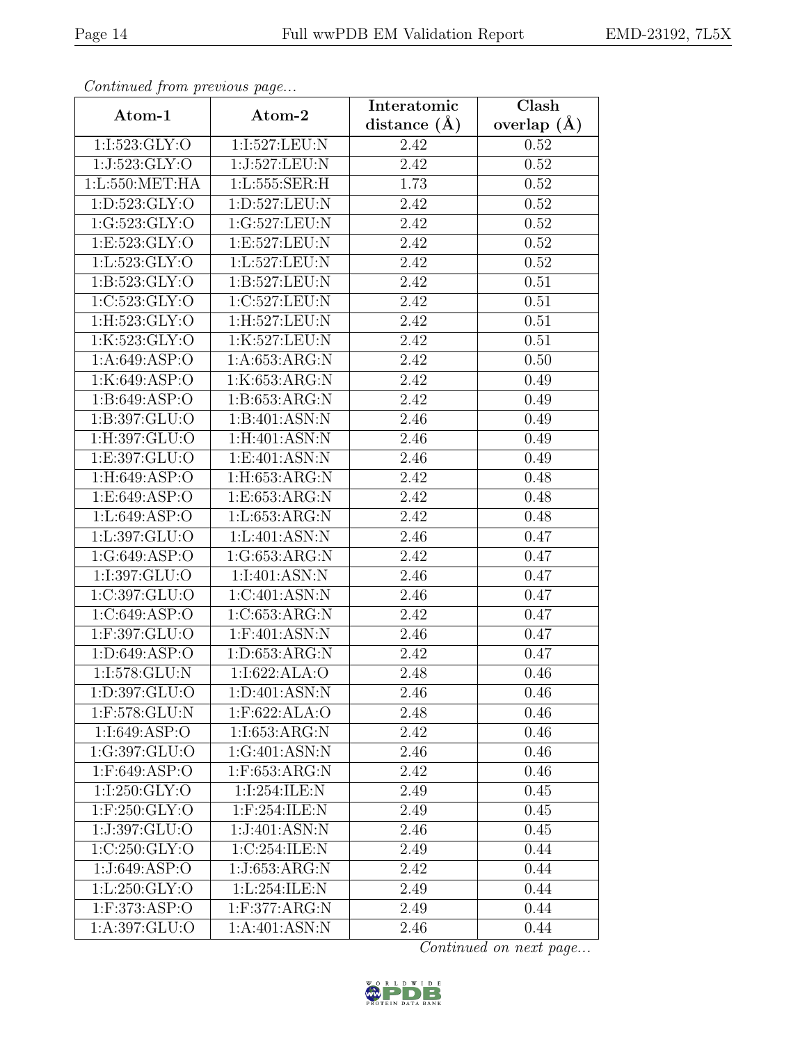*Continued from previous page...*

| Atom-1 | Atom-2 | Interatomic distance (Å) | Clash overlap (Å) |
|---|---|---|---|
| 1:I:523:GLY:O | 1:I:527:LEU:N | 2.42 | 0.52 |
| 1:J:523:GLY:O | 1:J:527:LEU:N | 2.42 | 0.52 |
| 1:L:550:MET:HA | 1:L:555:SER:H | 1.73 | 0.52 |
| 1:D:523:GLY:O | 1:D:527:LEU:N | 2.42 | 0.52 |
| 1:G:523:GLY:O | 1:G:527:LEU:N | 2.42 | 0.52 |
| 1:E:523:GLY:O | 1:E:527:LEU:N | 2.42 | 0.52 |
| 1:L:523:GLY:O | 1:L:527:LEU:N | 2.42 | 0.52 |
| 1:B:523:GLY:O | 1:B:527:LEU:N | 2.42 | 0.51 |
| 1:C:523:GLY:O | 1:C:527:LEU:N | 2.42 | 0.51 |
| 1:H:523:GLY:O | 1:H:527:LEU:N | 2.42 | 0.51 |
| 1:K:523:GLY:O | 1:K:527:LEU:N | 2.42 | 0.51 |
| 1:A:649:ASP:O | 1:A:653:ARG:N | 2.42 | 0.50 |
| 1:K:649:ASP:O | 1:K:653:ARG:N | 2.42 | 0.49 |
| 1:B:649:ASP:O | 1:B:653:ARG:N | 2.42 | 0.49 |
| 1:B:397:GLU:O | 1:B:401:ASN:N | 2.46 | 0.49 |
| 1:H:397:GLU:O | 1:H:401:ASN:N | 2.46 | 0.49 |
| 1:E:397:GLU:O | 1:E:401:ASN:N | 2.46 | 0.49 |
| 1:H:649:ASP:O | 1:H:653:ARG:N | 2.42 | 0.48 |
| 1:E:649:ASP:O | 1:E:653:ARG:N | 2.42 | 0.48 |
| 1:L:649:ASP:O | 1:L:653:ARG:N | 2.42 | 0.48 |
| 1:L:397:GLU:O | 1:L:401:ASN:N | 2.46 | 0.47 |
| 1:G:649:ASP:O | 1:G:653:ARG:N | 2.42 | 0.47 |
| 1:I:397:GLU:O | 1:I:401:ASN:N | 2.46 | 0.47 |
| 1:C:397:GLU:O | 1:C:401:ASN:N | 2.46 | 0.47 |
| 1:C:649:ASP:O | 1:C:653:ARG:N | 2.42 | 0.47 |
| 1:F:397:GLU:O | 1:F:401:ASN:N | 2.46 | 0.47 |
| 1:D:649:ASP:O | 1:D:653:ARG:N | 2.42 | 0.47 |
| 1:I:578:GLU:N | 1:I:622:ALA:O | 2.48 | 0.46 |
| 1:D:397:GLU:O | 1:D:401:ASN:N | 2.46 | 0.46 |
| 1:F:578:GLU:N | 1:F:622:ALA:O | 2.48 | 0.46 |
| 1:I:649:ASP:O | 1:I:653:ARG:N | 2.42 | 0.46 |
| 1:G:397:GLU:O | 1:G:401:ASN:N | 2.46 | 0.46 |
| 1:F:649:ASP:O | 1:F:653:ARG:N | 2.42 | 0.46 |
| 1:I:250:GLY:O | 1:I:254:ILE:N | 2.49 | 0.45 |
| 1:F:250:GLY:O | 1:F:254:ILE:N | 2.49 | 0.45 |
| 1:J:397:GLU:O | 1:J:401:ASN:N | 2.46 | 0.45 |
| 1:C:250:GLY:O | 1:C:254:ILE:N | 2.49 | 0.44 |
| 1:J:649:ASP:O | 1:J:653:ARG:N | 2.42 | 0.44 |
| 1:L:250:GLY:O | 1:L:254:ILE:N | 2.49 | 0.44 |
| 1:F:373:ASP:O | 1:F:377:ARG:N | 2.49 | 0.44 |
| 1:A:397:GLU:O | 1:A:401:ASN:N | 2.46 | 0.44 |

*Continued on next page...*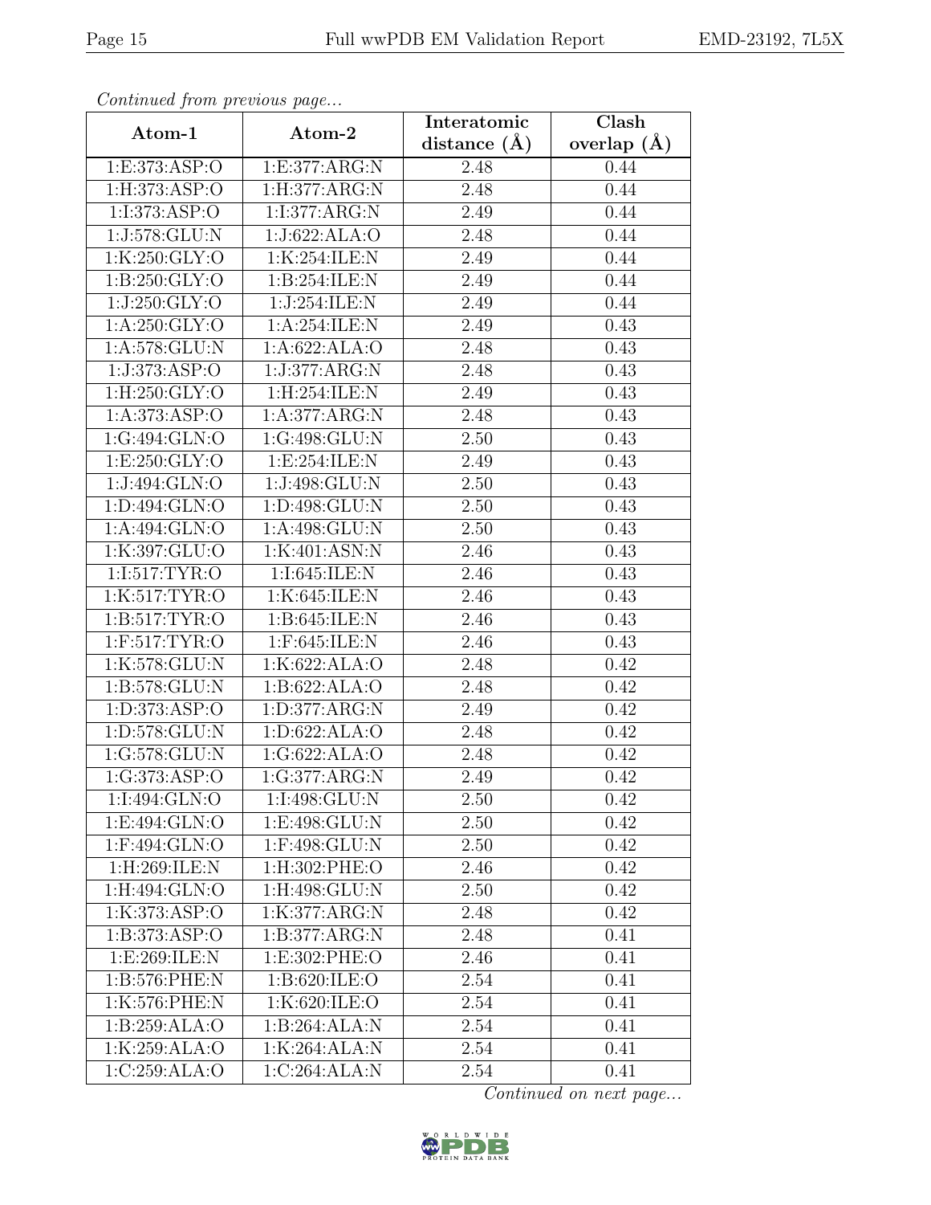*Continued from previous page...*

| Atom-1 | Atom-2 | Interatomic distance (Å) | Clash overlap (Å) |
|---|---|---|---|
| 1:E:373:ASP:O | 1:E:377:ARG:N | 2.48 | 0.44 |
| 1:H:373:ASP:O | 1:H:377:ARG:N | 2.48 | 0.44 |
| 1:I:373:ASP:O | 1:I:377:ARG:N | 2.49 | 0.44 |
| 1:J:578:GLU:N | 1:J:622:ALA:O | 2.48 | 0.44 |
| 1:K:250:GLY:O | 1:K:254:ILE:N | 2.49 | 0.44 |
| 1:B:250:GLY:O | 1:B:254:ILE:N | 2.49 | 0.44 |
| 1:J:250:GLY:O | 1:J:254:ILE:N | 2.49 | 0.44 |
| 1:A:250:GLY:O | 1:A:254:ILE:N | 2.49 | 0.43 |
| 1:A:578:GLU:N | 1:A:622:ALA:O | 2.48 | 0.43 |
| 1:J:373:ASP:O | 1:J:377:ARG:N | 2.48 | 0.43 |
| 1:H:250:GLY:O | 1:H:254:ILE:N | 2.49 | 0.43 |
| 1:A:373:ASP:O | 1:A:377:ARG:N | 2.48 | 0.43 |
| 1:G:494:GLN:O | 1:G:498:GLU:N | 2.50 | 0.43 |
| 1:E:250:GLY:O | 1:E:254:ILE:N | 2.49 | 0.43 |
| 1:J:494:GLN:O | 1:J:498:GLU:N | 2.50 | 0.43 |
| 1:D:494:GLN:O | 1:D:498:GLU:N | 2.50 | 0.43 |
| 1:A:494:GLN:O | 1:A:498:GLU:N | 2.50 | 0.43 |
| 1:K:397:GLU:O | 1:K:401:ASN:N | 2.46 | 0.43 |
| 1:I:517:TYR:O | 1:I:645:ILE:N | 2.46 | 0.43 |
| 1:K:517:TYR:O | 1:K:645:ILE:N | 2.46 | 0.43 |
| 1:B:517:TYR:O | 1:B:645:ILE:N | 2.46 | 0.43 |
| 1:F:517:TYR:O | 1:F:645:ILE:N | 2.46 | 0.43 |
| 1:K:578:GLU:N | 1:K:622:ALA:O | 2.48 | 0.42 |
| 1:B:578:GLU:N | 1:B:622:ALA:O | 2.48 | 0.42 |
| 1:D:373:ASP:O | 1:D:377:ARG:N | 2.49 | 0.42 |
| 1:D:578:GLU:N | 1:D:622:ALA:O | 2.48 | 0.42 |
| 1:G:578:GLU:N | 1:G:622:ALA:O | 2.48 | 0.42 |
| 1:G:373:ASP:O | 1:G:377:ARG:N | 2.49 | 0.42 |
| 1:I:494:GLN:O | 1:I:498:GLU:N | 2.50 | 0.42 |
| 1:E:494:GLN:O | 1:E:498:GLU:N | 2.50 | 0.42 |
| 1:F:494:GLN:O | 1:F:498:GLU:N | 2.50 | 0.42 |
| 1:H:269:ILE:N | 1:H:302:PHE:O | 2.46 | 0.42 |
| 1:H:494:GLN:O | 1:H:498:GLU:N | 2.50 | 0.42 |
| 1:K:373:ASP:O | 1:K:377:ARG:N | 2.48 | 0.42 |
| 1:B:373:ASP:O | 1:B:377:ARG:N | 2.48 | 0.41 |
| 1:E:269:ILE:N | 1:E:302:PHE:O | 2.46 | 0.41 |
| 1:B:576:PHE:N | 1:B:620:ILE:O | 2.54 | 0.41 |
| 1:K:576:PHE:N | 1:K:620:ILE:O | 2.54 | 0.41 |
| 1:B:259:ALA:O | 1:B:264:ALA:N | 2.54 | 0.41 |
| 1:K:259:ALA:O | 1:K:264:ALA:N | 2.54 | 0.41 |
| 1:C:259:ALA:O | 1:C:264:ALA:N | 2.54 | 0.41 |

*Continued on next page...*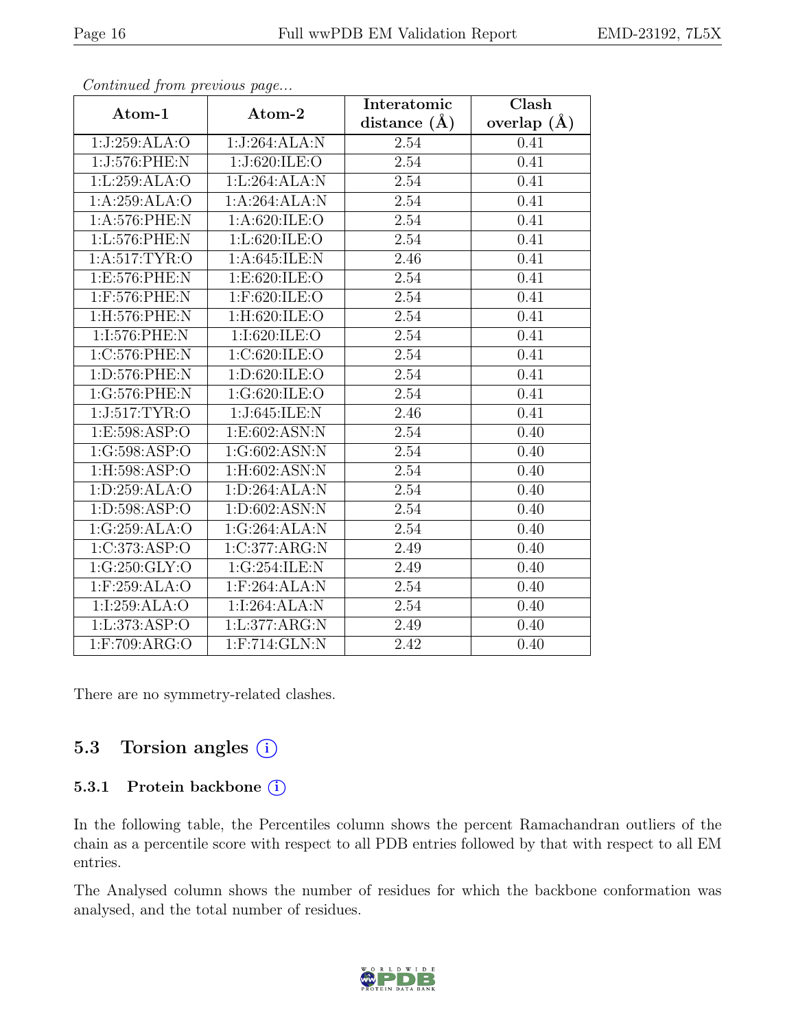*Continued from previous page...*

| Atom-1 | Atom-2 | Interatomic distance (Å) | Clash overlap (Å) |
|---|---|---|---|
| 1:J:259:ALA:O | 1:J:264:ALA:N | 2.54 | 0.41 |
| 1:J:576:PHE:N | 1:J:620:ILE:O | 2.54 | 0.41 |
| 1:L:259:ALA:O | 1:L:264:ALA:N | 2.54 | 0.41 |
| 1:A:259:ALA:O | 1:A:264:ALA:N | 2.54 | 0.41 |
| 1:A:576:PHE:N | 1:A:620:ILE:O | 2.54 | 0.41 |
| 1:L:576:PHE:N | 1:L:620:ILE:O | 2.54 | 0.41 |
| 1:A:517:TYR:O | 1:A:645:ILE:N | 2.46 | 0.41 |
| 1:E:576:PHE:N | 1:E:620:ILE:O | 2.54 | 0.41 |
| 1:F:576:PHE:N | 1:F:620:ILE:O | 2.54 | 0.41 |
| 1:H:576:PHE:N | 1:H:620:ILE:O | 2.54 | 0.41 |
| 1:I:576:PHE:N | 1:I:620:ILE:O | 2.54 | 0.41 |
| 1:C:576:PHE:N | 1:C:620:ILE:O | 2.54 | 0.41 |
| 1:D:576:PHE:N | 1:D:620:ILE:O | 2.54 | 0.41 |
| 1:G:576:PHE:N | 1:G:620:ILE:O | 2.54 | 0.41 |
| 1:J:517:TYR:O | 1:J:645:ILE:N | 2.46 | 0.41 |
| 1:E:598:ASP:O | 1:E:602:ASN:N | 2.54 | 0.40 |
| 1:G:598:ASP:O | 1:G:602:ASN:N | 2.54 | 0.40 |
| 1:H:598:ASP:O | 1:H:602:ASN:N | 2.54 | 0.40 |
| 1:D:259:ALA:O | 1:D:264:ALA:N | 2.54 | 0.40 |
| 1:D:598:ASP:O | 1:D:602:ASN:N | 2.54 | 0.40 |
| 1:G:259:ALA:O | 1:G:264:ALA:N | 2.54 | 0.40 |
| 1:C:373:ASP:O | 1:C:377:ARG:N | 2.49 | 0.40 |
| 1:G:250:GLY:O | 1:G:254:ILE:N | 2.49 | 0.40 |
| 1:F:259:ALA:O | 1:F:264:ALA:N | 2.54 | 0.40 |
| 1:I:259:ALA:O | 1:I:264:ALA:N | 2.54 | 0.40 |
| 1:L:373:ASP:O | 1:L:377:ARG:N | 2.49 | 0.40 |
| 1:F:709:ARG:O | 1:F:714:GLN:N | 2.42 | 0.40 |

There are no symmetry-related clashes.

## 5.3 Torsion angles

### 5.3.1 Protein backbone

In the following table, the Percentiles column shows the percent Ramachandran outliers of the chain as a percentile score with respect to all PDB entries followed by that with respect to all EM entries.

The Analysed column shows the number of residues for which the backbone conformation was analysed, and the total number of residues.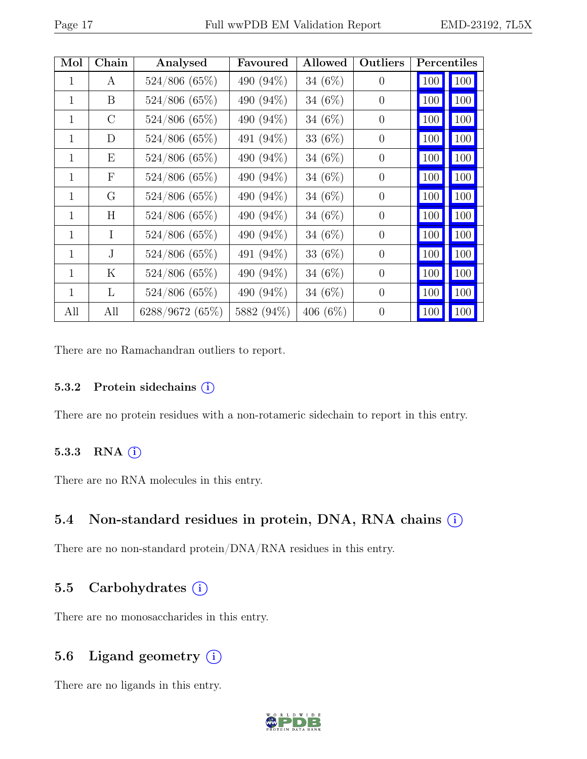| Mol | Chain | Analysed | Favoured | Allowed | Outliers | Percentiles | |
|---|---|---|---|---|---|---|---|
| 1 | A | 524/806 (65%) | 490 (94%) | 34 (6%) | 0 | 100 | 100 |
| 1 | B | 524/806 (65%) | 490 (94%) | 34 (6%) | 0 | 100 | 100 |
| 1 | C | 524/806 (65%) | 490 (94%) | 34 (6%) | 0 | 100 | 100 |
| 1 | D | 524/806 (65%) | 491 (94%) | 33 (6%) | 0 | 100 | 100 |
| 1 | E | 524/806 (65%) | 490 (94%) | 34 (6%) | 0 | 100 | 100 |
| 1 | F | 524/806 (65%) | 490 (94%) | 34 (6%) | 0 | 100 | 100 |
| 1 | G | 524/806 (65%) | 490 (94%) | 34 (6%) | 0 | 100 | 100 |
| 1 | H | 524/806 (65%) | 490 (94%) | 34 (6%) | 0 | 100 | 100 |
| 1 | I | 524/806 (65%) | 490 (94%) | 34 (6%) | 0 | 100 | 100 |
| 1 | J | 524/806 (65%) | 491 (94%) | 33 (6%) | 0 | 100 | 100 |
| 1 | K | 524/806 (65%) | 490 (94%) | 34 (6%) | 0 | 100 | 100 |
| 1 | L | 524/806 (65%) | 490 (94%) | 34 (6%) | 0 | 100 | 100 |
| All | All | 6288/9672 (65%) | 5882 (94%) | 406 (6%) | 0 | 100 | 100 |

There are no Ramachandran outliers to report.

### 5.3.2 Protein sidechains (i)

There are no protein residues with a non-rotameric sidechain to report in this entry.

### 5.3.3 RNA (i)

There are no RNA molecules in this entry.

## 5.4 Non-standard residues in protein, DNA, RNA chains (i)

There are no non-standard protein/DNA/RNA residues in this entry.

## 5.5 Carbohydrates (i)

There are no monosaccharides in this entry.

## 5.6 Ligand geometry (i)

There are no ligands in this entry.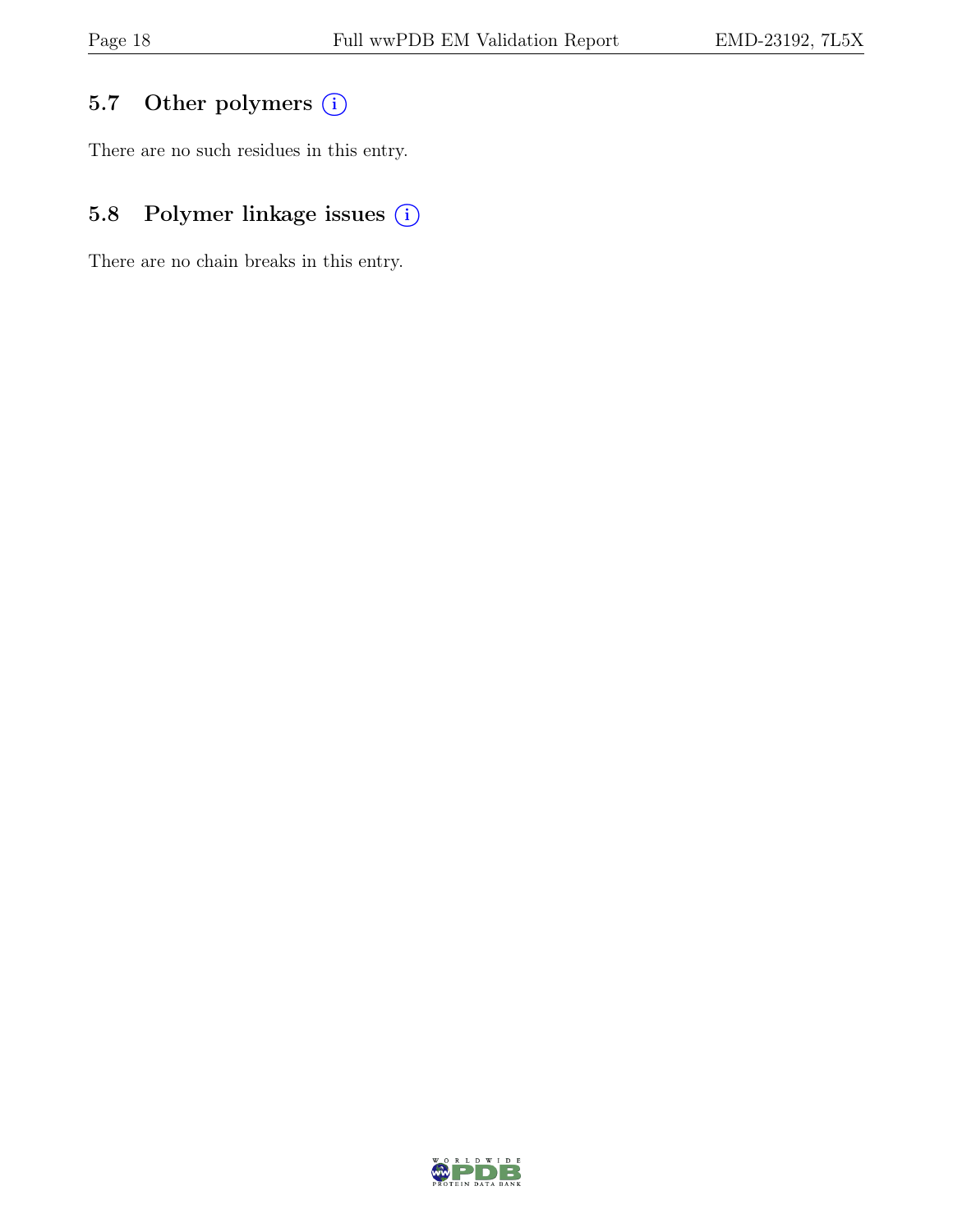## 5.7 Other polymers (i)

There are no such residues in this entry.

## 5.8 Polymer linkage issues (i)

There are no chain breaks in this entry.